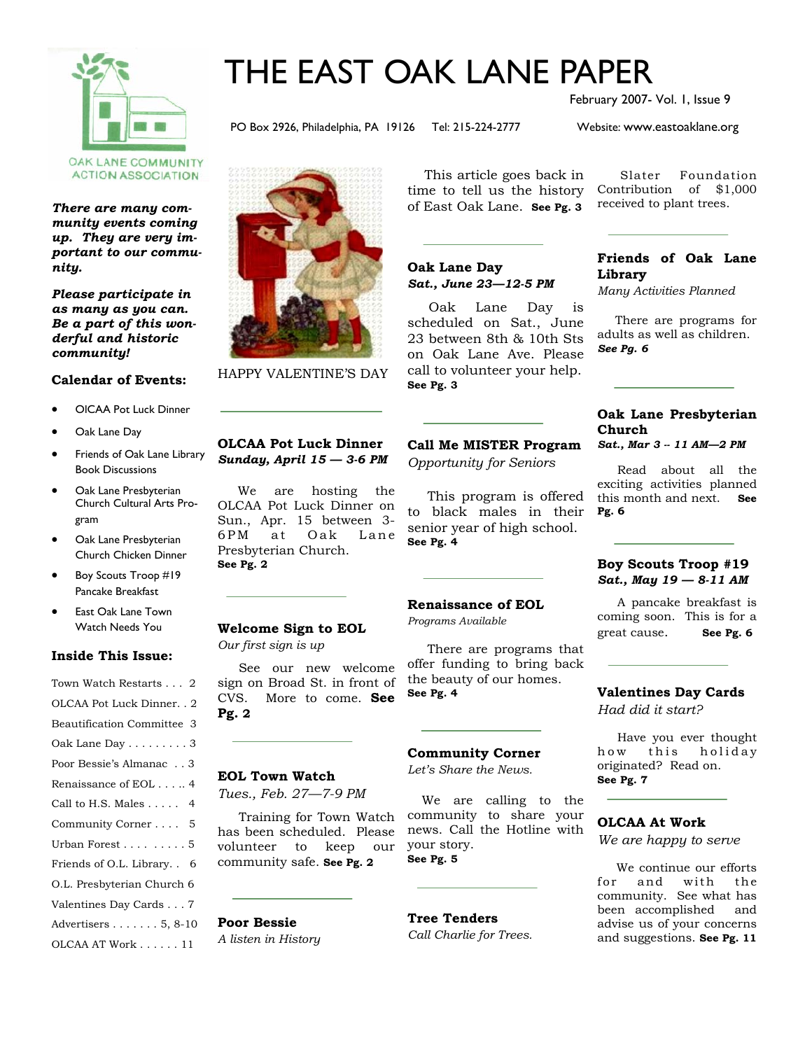# THE EAST OAK LANE PAPER

February 2007- Vol. 1, Issue 9

PO Box 2926, Philadelphia, PA 19126 Tel: 215-224-2777 Website: www.eastoaklane.org

OAK LANE COMMUNITY ACTION ASSOCIATION

***There are many community events coming up. They are very important to our community.***

***Please participate in as many as you can. Be a part of this wonderful and historic community!***

**Calendar of Events:**

- OlCAA Pot Luck Dinner
- Oak Lane Day
- Friends of Oak Lane Library Book Discussions
- Oak Lane Presbyterian Church Cultural Arts Program
- Oak Lane Presbyterian Church Chicken Dinner
- Boy Scouts Troop #19 Pancake Breakfast
- East Oak Lane Town Watch Needs You

**Inside This Issue:**

| | |
|---|---|
| Town Watch Restarts | 2 |
| OLCAA Pot Luck Dinner | 2 |
| Beautification Committee | 3 |
| Oak Lane Day | 3 |
| Poor Bessie's Almanac | 3 |
| Renaissance of EOL | 4 |
| Call to H.S. Males | 4 |
| Community Corner | 5 |
| Urban Forest | 5 |
| Friends of O.L. Library | 6 |
| O.L. Presbyterian Church | 6 |
| Valentines Day Cards | 7 |
| Advertisers | 5, 8-10 |
| OLCAA AT Work | 11 |

HAPPY VALENTINE'S DAY

### OLCAA Pot Luck Dinner

***Sunday, April 15 — 3-6 PM***

We are hosting the OLCAA Pot Luck Dinner on Sun., Apr. 15 between 3-6PM at Oak Lane Presbyterian Church. **See Pg. 2**

### Welcome Sign to EOL

*Our first sign is up*

See our new welcome sign on Broad St. in front of CVS. More to come. **See Pg. 2**

### EOL Town Watch

*Tues., Feb. 27—7-9 PM*

Training for Town Watch has been scheduled. Please volunteer to keep our community safe. **See Pg. 2**

### Poor Bessie

*A listen in History*

This article goes back in time to tell us the history of East Oak Lane. **See Pg. 3**

### Oak Lane Day

***Sat., June 23—12-5 PM***

Oak Lane Day is scheduled on Sat., June 23 between 8th & 10th Sts on Oak Lane Ave. Please call to volunteer your help. **See Pg. 3**

### Call Me MISTER Program

*Opportunity for Seniors*

This program is offered to black males in their senior year of high school. **See Pg. 4**

### Renaissance of EOL

*Programs Available*

There are programs that offer funding to bring back the beauty of our homes. **See Pg. 4**

### Community Corner

*Let's Share the News.*

We are calling to the community to share your news. Call the Hotline with your story. **See Pg. 5**

### Tree Tenders

*Call Charlie for Trees.*

Slater Foundation Contribution of $1,000 received to plant trees.

### Friends of Oak Lane Library

*Many Activities Planned*

There are programs for adults as well as children. ***See Pg. 6***

### Oak Lane Presbyterian Church

***Sat., Mar 3 -- 11 AM—2 PM***

Read about all the exciting activities planned this month and next. **See Pg. 6**

### Boy Scouts Troop #19

***Sat., May 19 — 8-11 AM***

A pancake breakfast is coming soon. This is for a great cause. **See Pg. 6**

### Valentines Day Cards

*Had did it start?*

Have you ever thought how this holiday originated? Read on. **See Pg. 7**

### OLCAA At Work

*We are happy to serve*

We continue our efforts for and with the community. See what has been accomplished and advise us of your concerns and suggestions. **See Pg. 11**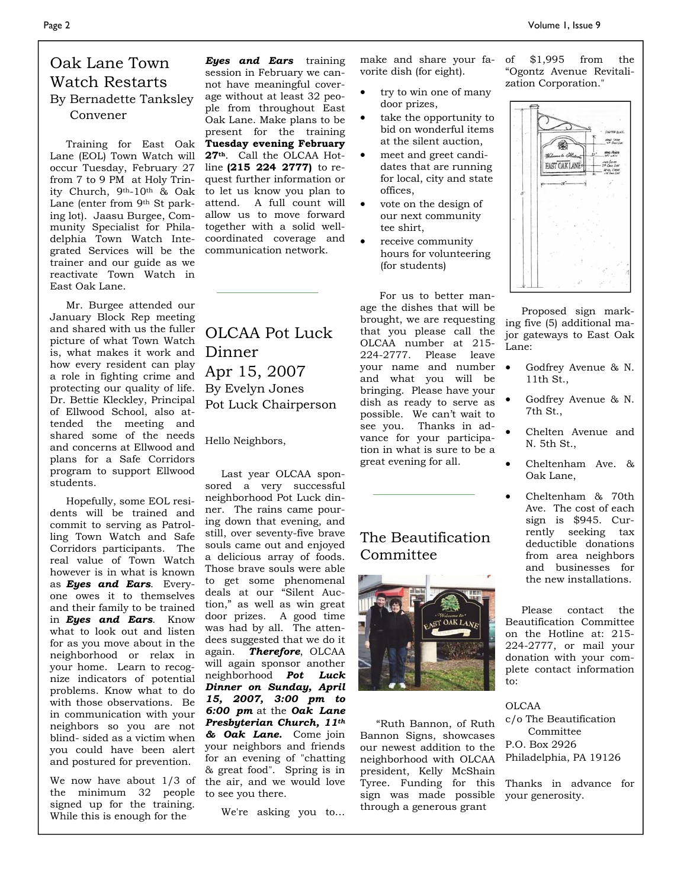## Oak Lane Town Watch Restarts

By Bernadette Tanksley
Convener

Training for East Oak Lane (EOL) Town Watch will occur Tuesday, February 27 from 7 to 9 PM at Holy Trinity Church, 9th-10th & Oak Lane (enter from 9th St parking lot). Jaasu Burgee, Community Specialist for Philadelphia Town Watch Integrated Services will be the trainer and our guide as we reactivate Town Watch in East Oak Lane.

Mr. Burgee attended our January Block Rep meeting and shared with us the fuller picture of what Town Watch is, what makes it work and how every resident can play a role in fighting crime and protecting our quality of life. Dr. Bettie Kleckley, Principal of Ellwood School, also attended the meeting and shared some of the needs and concerns at Ellwood and plans for a Safe Corridors program to support Ellwood students.

Hopefully, some EOL residents will be trained and commit to serving as Patrolling Town Watch and Safe Corridors participants. The real value of Town Watch however is in what is known as ***Eyes and Ears***. Everyone owes it to themselves and their family to be trained in ***Eyes and Ears***. Know what to look out and listen for as you move about in the neighborhood or relax in your home. Learn to recognize indicators of potential problems. Know what to do with those observations. Be in communication with your neighbors so you are not blind- sided as a victim when you could have been alert and postured for prevention.

We now have about 1/3 of the minimum 32 people signed up for the training. While this is enough for the ***Eyes and Ears*** training session in February we cannot have meaningful coverage without at least 32 people from throughout East Oak Lane. Make plans to be present for the training **Tuesday evening February 27th**. Call the OLCAA Hotline **(215 224 2777)** to request further information or to let us know you plan to attend. A full count will allow us to move forward together with a solid well-coordinated coverage and communication network.

## OLCAA Pot Luck Dinner Apr 15, 2007

By Evelyn Jones
Pot Luck Chairperson

Hello Neighbors,

Last year OLCAA sponsored a very successful neighborhood Pot Luck dinner. The rains came pouring down that evening, and still, over seventy-five brave souls came out and enjoyed a delicious array of foods. Those brave souls were able to get some phenomenal deals at our "Silent Auction," as well as win great door prizes. A good time was had by all. The attendees suggested that we do it again. ***Therefore***, OLCAA will again sponsor another neighborhood ***Pot Luck Dinner on Sunday, April 15, 2007, 3:00 pm to 6:00 pm*** at the ***Oak Lane Presbyterian Church, 11th & Oak Lane.*** Come join your neighbors and friends for an evening of "chatting & great food". Spring is in the air, and we would love to see you there.

We're asking you to... make and share your favorite dish (for eight).

- try to win one of many door prizes,
- take the opportunity to bid on wonderful items at the silent auction,
- meet and greet candidates that are running for local, city and state offices,
- vote on the design of our next community tee shirt,
- receive community hours for volunteering (for students)

For us to better manage the dishes that will be brought, we are requesting that you please call the OLCAA number at 215-224-2777. Please leave your name and number and what you will be bringing. Please have your dish as ready to serve as possible. We can't wait to see you. Thanks in advance for your participation in what is sure to be a great evening for all.

## The Beautification Committee

"Ruth Bannon, of Ruth Bannon Signs, showcases our newest addition to the neighborhood with OLCAA president, Kelly McShain Tyree. Funding for this sign was made possible through a generous grant of $1,995 from the "Ogontz Avenue Revitalization Corporation."

Proposed sign marking five (5) additional major gateways to East Oak Lane:

- Godfrey Avenue & N. 11th St.,
- Godfrey Avenue & N. 7th St.,
- Chelten Avenue and N. 5th St.,
- Cheltenham Ave. & Oak Lane,
- Cheltenham & 70th Ave. The cost of each sign is $945. Currently seeking tax deductible donations from area neighbors and businesses for the new installations.

Please contact the Beautification Committee on the Hotline at: 215-224-2777, or mail your donation with your complete contact information to:

OLCAA
c/o The Beautification Committee
P.O. Box 2926
Philadelphia, PA 19126

Thanks in advance for your generosity.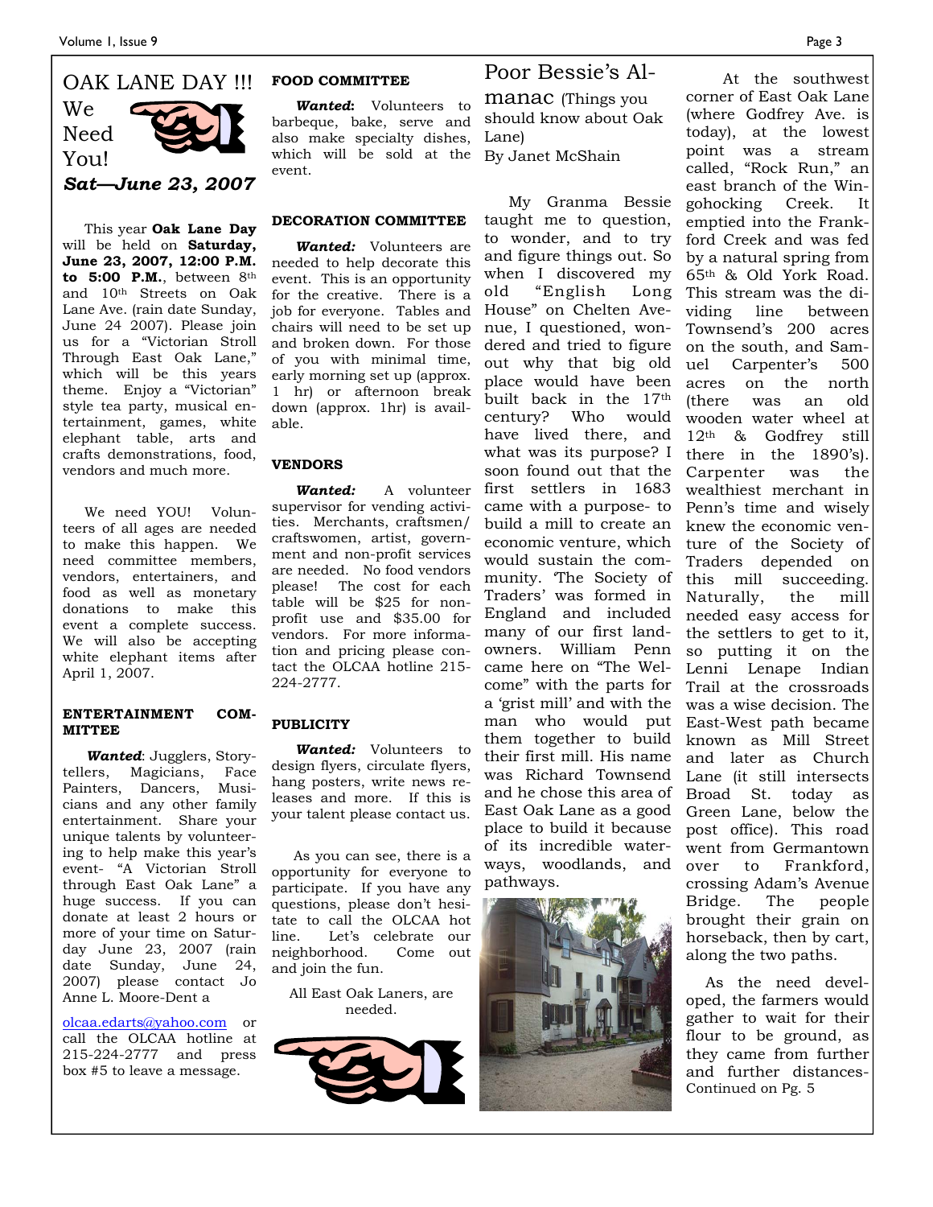# OAK LANE DAY !!!

We Need You!

***Sat—June 23, 2007***

This year **Oak Lane Day** will be held on **Saturday, June 23, 2007, 12:00 P.M. to 5:00 P.M.**, between 8th and 10th Streets on Oak Lane Ave. (rain date Sunday, June 24 2007). Please join us for a "Victorian Stroll Through East Oak Lane," which will be this years theme. Enjoy a "Victorian" style tea party, musical entertainment, games, white elephant table, arts and crafts demonstrations, food, vendors and much more.

We need YOU! Volunteers of all ages are needed to make this happen. We need committee members, vendors, entertainers, and food as well as monetary donations to make this event a complete success. We will also be accepting white elephant items after April 1, 2007.

**ENTERTAINMENT COMMITTEE**

***Wanted***: Jugglers, Storytellers, Magicians, Face Painters, Dancers, Musicians and any other family entertainment. Share your unique talents by volunteering to help make this year's event- "A Victorian Stroll through East Oak Lane" a huge success. If you can donate at least 2 hours or more of your time on Saturday June 23, 2007 (rain date Sunday, June 24, 2007) please contact Jo Anne L. Moore-Dent a

olcaa.edarts@yahoo.com or call the OLCAA hotline at 215-224-2777 and press box #5 to leave a message.

**FOOD COMMITTEE**

***Wanted:*** Volunteers to barbeque, bake, serve and also make specialty dishes, which will be sold at the event.

**DECORATION COMMITTEE**

***Wanted:*** Volunteers are needed to help decorate this event. This is an opportunity for the creative. There is a job for everyone. Tables and chairs will need to be set up and broken down. For those of you with minimal time, early morning set up (approx. 1 hr) or afternoon break down (approx. 1hr) is available.

**VENDORS**

***Wanted:*** A volunteer supervisor for vending activities. Merchants, craftsmen/craftswomen, artist, government and non-profit services are needed. No food vendors please! The cost for each table will be $25 for non-profit use and $35.00 for vendors. For more information and pricing please contact the OLCAA hotline 215-224-2777.

**PUBLICITY**

***Wanted:*** Volunteers to design flyers, circulate flyers, hang posters, write news releases and more. If this is your talent please contact us.

As you can see, there is a opportunity for everyone to participate. If you have any questions, please don't hesitate to call the OLCAA hot line. Let's celebrate our neighborhood. Come out and join the fun.

All East Oak Laners, are needed.

# Poor Bessie's Almanac (Things you should know about Oak Lane)

By Janet McShain

My Granma Bessie taught me to question, to wonder, and to try and figure things out. So when I discovered my old "English Long House" on Chelten Avenue, I questioned, wondered and tried to figure out why that big old place would have been built back in the 17th century? Who would have lived there, and what was its purpose? I soon found out that the first settlers in 1683 came with a purpose- to build a mill to create an economic venture, which would sustain the community. 'The Society of Traders' was formed in England and included many of our first landowners. William Penn came here on "The Welcome" with the parts for a 'grist mill' and with the man who would put them together to build their first mill. His name was Richard Townsend and he chose this area of East Oak Lane as a good place to build it because of its incredible waterways, woodlands, and pathways.

At the southwest corner of East Oak Lane (where Godfrey Ave. is today), at the lowest point was a stream called, "Rock Run," an east branch of the Wingohocking Creek. It emptied into the Frankford Creek and was fed by a natural spring from 65th & Old York Road. This stream was the dividing line between Townsend's 200 acres on the south, and Samuel Carpenter's 500 acres on the north (there was an old wooden water wheel at 12th & Godfrey still there in the 1890's). Carpenter was the wealthiest merchant in Penn's time and wisely knew the economic venture of the Society of Traders depended on this mill succeeding. Naturally, the mill needed easy access for the settlers to get to it, so putting it on the Lenni Lenape Indian Trail at the crossroads was a wise decision. The East-West path became known as Mill Street and later as Church Lane (it still intersects Broad St. today as Green Lane, below the post office). This road went from Germantown over to Frankford, crossing Adam's Avenue Bridge. The people brought their grain on horseback, then by cart, along the two paths.

As the need developed, the farmers would gather to wait for their flour to be ground, as they came from further and further distances-

Continued on Pg. 5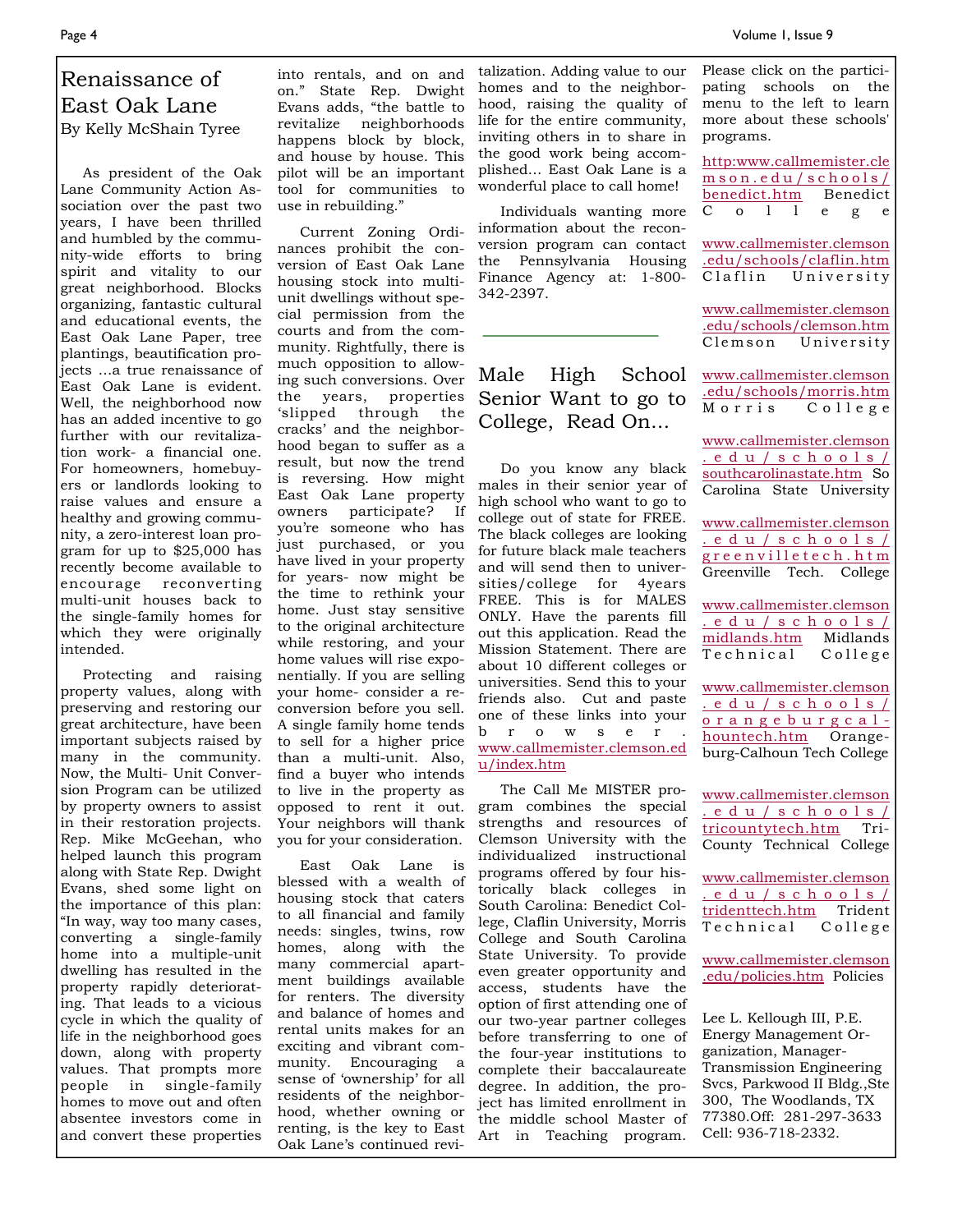# Renaissance of East Oak Lane

By Kelly McShain Tyree

As president of the Oak Lane Community Action Association over the past two years, I have been thrilled and humbled by the community-wide efforts to bring spirit and vitality to our great neighborhood. Blocks organizing, fantastic cultural and educational events, the East Oak Lane Paper, tree plantings, beautification projects …a true renaissance of East Oak Lane is evident. Well, the neighborhood now has an added incentive to go further with our revitalization work- a financial one. For homeowners, homebuyers or landlords looking to raise values and ensure a healthy and growing community, a zero-interest loan program for up to $25,000 has recently become available to encourage reconverting multi-unit houses back to the single-family homes for which they were originally intended.

Protecting and raising property values, along with preserving and restoring our great architecture, have been important subjects raised by many in the community. Now, the Multi- Unit Conversion Program can be utilized by property owners to assist in their restoration projects. Rep. Mike McGeehan, who helped launch this program along with State Rep. Dwight Evans, shed some light on the importance of this plan: "In way, way too many cases, converting a single-family home into a multiple-unit dwelling has resulted in the property rapidly deteriorating. That leads to a vicious cycle in which the quality of life in the neighborhood goes down, along with property values. That prompts more people in single-family homes to move out and often absentee investors come in and convert these properties into rentals, and on and on." State Rep. Dwight Evans adds, "the battle to revitalize neighborhoods happens block by block, and house by house. This pilot will be an important tool for communities to use in rebuilding."

Current Zoning Ordinances prohibit the conversion of East Oak Lane housing stock into multi-unit dwellings without special permission from the courts and from the community. Rightfully, there is much opposition to allowing such conversions. Over the years, properties 'slipped through the cracks' and the neighborhood began to suffer as a result, but now the trend is reversing. How might East Oak Lane property owners participate? If you're someone who has just purchased, or you have lived in your property for years- now might be the time to rethink your home. Just stay sensitive to the original architecture while restoring, and your home values will rise exponentially. If you are selling your home- consider a reconversion before you sell. A single family home tends to sell for a higher price than a multi-unit. Also, find a buyer who intends to live in the property as opposed to rent it out. Your neighbors will thank you for your consideration.

East Oak Lane is blessed with a wealth of housing stock that caters to all financial and family needs: singles, twins, row homes, along with the many commercial apartment buildings available for renters. The diversity and balance of homes and rental units makes for an exciting and vibrant community. Encouraging a sense of 'ownership' for all residents of the neighborhood, whether owning or renting, is the key to East Oak Lane's continued revitalization. Adding value to our homes and to the neighborhood, raising the quality of life for the entire community, inviting others in to share in the good work being accomplished… East Oak Lane is a wonderful place to call home!

Individuals wanting more information about the reconversion program can contact the Pennsylvania Housing Finance Agency at: 1-800-342-2397.

---

# Male High School Senior Want to go to College, Read On...

Do you know any black males in their senior year of high school who want to go to college out of state for FREE. The black colleges are looking for future black male teachers and will send then to universities/college for 4years FREE. This is for MALES ONLY. Have the parents fill out this application. Read the Mission Statement. There are about 10 different colleges or universities. Send this to your friends also. Cut and paste one of these links into your browser. www.callmemister.clemson.edu/index.htm

The Call Me MISTER program combines the special strengths and resources of Clemson University with the individualized instructional programs offered by four historically black colleges in South Carolina: Benedict College, Claflin University, Morris College and South Carolina State University. To provide even greater opportunity and access, students have the option of first attending one of our two-year partner colleges before transferring to one of the four-year institutions to complete their baccalaureate degree. In addition, the project has limited enrollment in the middle school Master of Art in Teaching program.

Please click on the participating schools on the menu to the left to learn more about these schools' programs.

http:www.callmemister.clemson.edu/schools/benedict.htm Benedict College

www.callmemister.clemson.edu/schools/claflin.htm Claflin University

www.callmemister.clemson.edu/schools/clemson.htm Clemson University

www.callmemister.clemson.edu/schools/morris.htm Morris College

www.callmemister.clemson.edu/schools/southcarolinastate.htm So Carolina State University

www.callmemister.clemson.edu/schools/greenvilletech.htm Greenville Tech. College

www.callmemister.clemson.edu/schools/midlands.htm Midlands Technical College

www.callmemister.clemson.edu/schools/orangeburgcalhountech.htm Orangeburg-Calhoun Tech College

www.callmemister.clemson.edu/schools/tricountytech.htm Tri-County Technical College

www.callmemister.clemson.edu/schools/tridenttech.htm Trident Technical College

www.callmemister.clemson.edu/policies.htm Policies

Lee L. Kellough III, P.E.
Energy Management Organization, Manager-Transmission Engineering Svcs, Parkwood II Bldg.,Ste 300, The Woodlands, TX 77380.Off: 281-297-3633 Cell: 936-718-2332.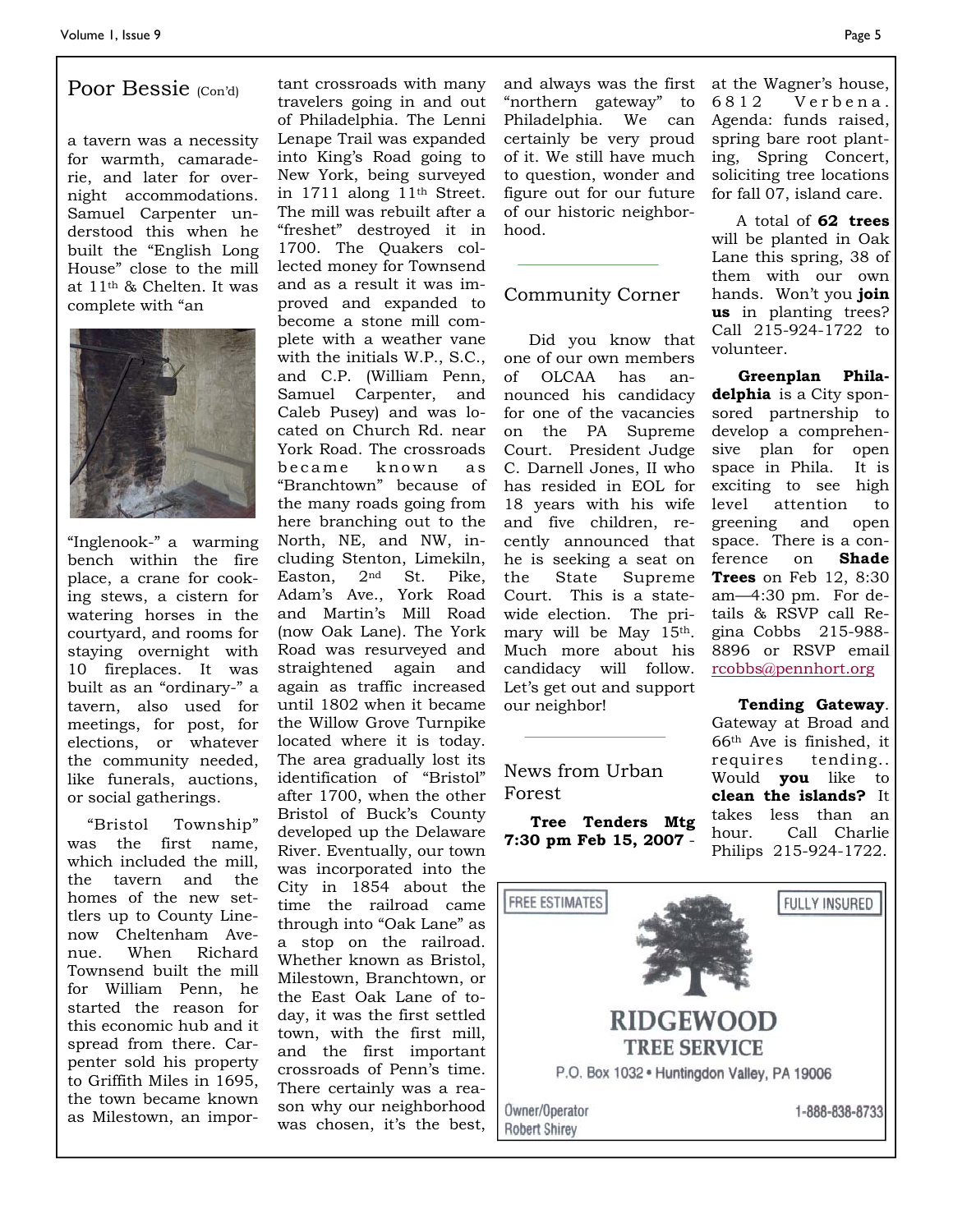## Poor Bessie (Con'd)

a tavern was a necessity for warmth, camaraderie, and later for overnight accommodations. Samuel Carpenter understood this when he built the "English Long House" close to the mill at 11th & Chelten. It was complete with "an "Inglenook-" a warming bench within the fire place, a crane for cooking stews, a cistern for watering horses in the courtyard, and rooms for staying overnight with 10 fireplaces. It was built as an "ordinary-" a tavern, also used for meetings, for post, for elections, or whatever the community needed, like funerals, auctions, or social gatherings.

"Bristol Township" was the first name, which included the mill, the tavern and the homes of the new settlers up to County Line- now Cheltenham Avenue. When Richard Townsend built the mill for William Penn, he started the reason for this economic hub and it spread from there. Carpenter sold his property to Griffith Miles in 1695, the town became known as Milestown, an important crossroads with many travelers going in and out of Philadelphia. The Lenni Lenape Trail was expanded into King's Road going to New York, being surveyed in 1711 along 11th Street. The mill was rebuilt after a "freshet" destroyed it in 1700. The Quakers collected money for Townsend and as a result it was improved and expanded to become a stone mill complete with a weather vane with the initials W.P., S.C., and C.P. (William Penn, Samuel Carpenter, and Caleb Pusey) and was located on Church Rd. near York Road. The crossroads became known as "Branchtown" because of the many roads going from here branching out to the North, NE, and NW, including Stenton, Limekiln, Easton, 2nd St. Pike, Adam's Ave., York Road and Martin's Mill Road (now Oak Lane). The York Road was resurveyed and straightened again and again as traffic increased until 1802 when it became the Willow Grove Turnpike located where it is today. The area gradually lost its identification of "Bristol" after 1700, when the other Bristol of Buck's County developed up the Delaware River. Eventually, our town was incorporated into the City in 1854 about the time the railroad came through into "Oak Lane" as a stop on the railroad. Whether known as Bristol, Milestown, Branchtown, or the East Oak Lane of today, it was the first settled town, with the first mill, and the first important crossroads of Penn's time. There certainly was a reason why our neighborhood was chosen, it's the best, and always was the first "northern gateway" to Philadelphia. We can certainly be very proud of it. We still have much to question, wonder and figure out for our future of our historic neighborhood.

---

## Community Corner

Did you know that one of our own members of OLCAA has announced his candidacy for one of the vacancies on the PA Supreme Court. President Judge C. Darnell Jones, II who has resided in EOL for 18 years with his wife and five children, recently announced that he is seeking a seat on the State Supreme Court. This is a statewide election. The primary will be May 15th. Much more about his candidacy will follow. Let's get out and support our neighbor!

---

## News from Urban Forest

**Tree Tenders Mtg 7:30 pm Feb 15, 2007** - at the Wagner's house, 6812 Verbena. Agenda: funds raised, spring bare root planting, Spring Concert, soliciting tree locations for fall 07, island care.

A total of **62 trees** will be planted in Oak Lane this spring, 38 of them with our own hands. Won't you **join us** in planting trees? Call 215-924-1722 to volunteer.

**Greenplan Philadelphia** is a City sponsored partnership to develop a comprehensive plan for open space in Phila. It is exciting to see high level attention to greening and open space. There is a conference on **Shade Trees** on Feb 12, 8:30 am—4:30 pm. For details & RSVP call Regina Cobbs 215-988-8896 or RSVP email rcobbs@pennhort.org

**Tending Gateway**. Gateway at Broad and 66th Ave is finished, it requires tending.. Would **you** like to **clean the islands?** It takes less than an hour. Call Charlie Philips 215-924-1722.

---

FREE ESTIMATES — FULLY INSURED

**RIDGEWOOD TREE SERVICE**

P.O. Box 1032 • Huntingdon Valley, PA 19006

Owner/Operator Robert Shirey — 1-888-838-8733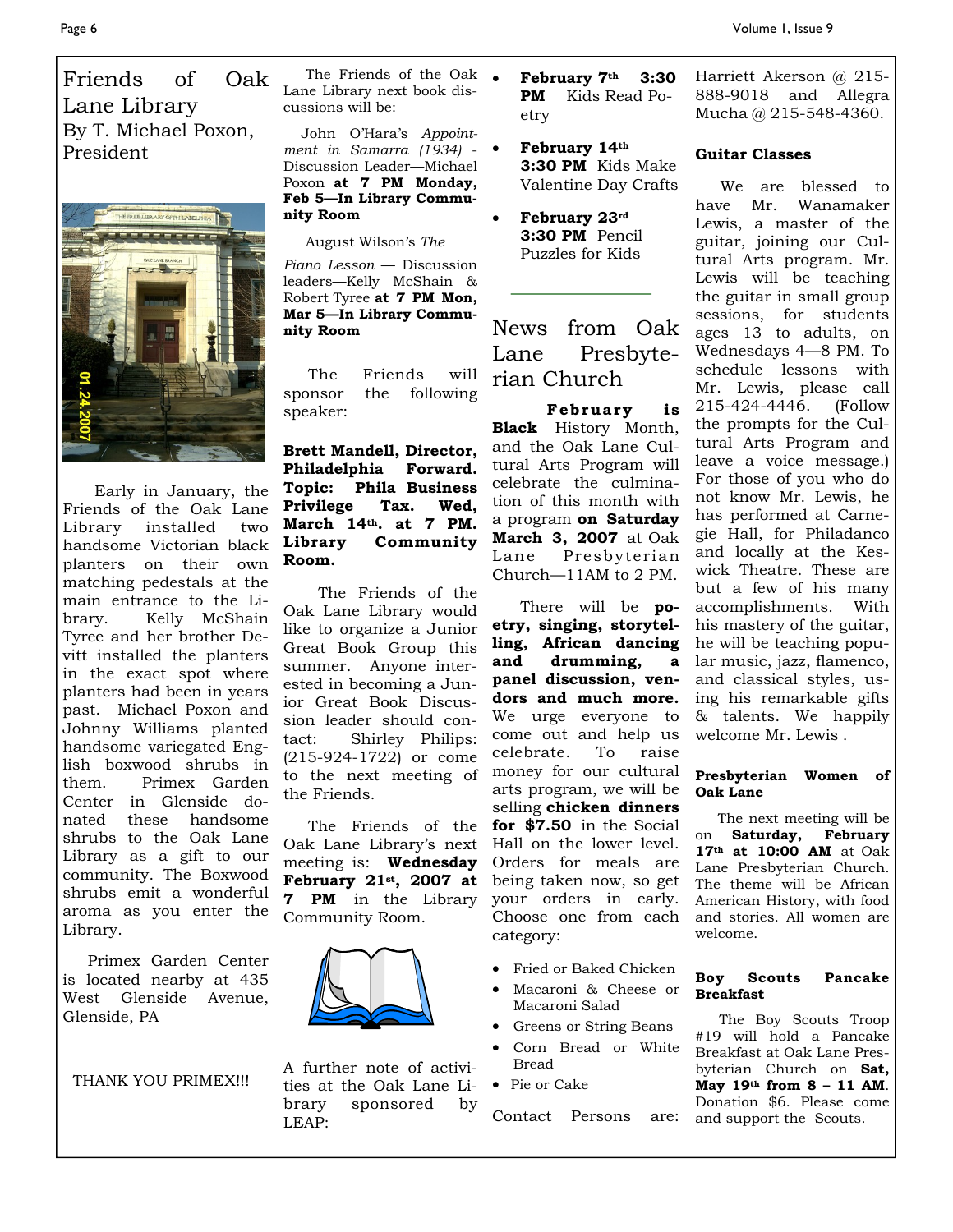# Friends of Oak Lane Library

By T. Michael Poxon, President

Early in January, the Friends of the Oak Lane Library installed two handsome Victorian black planters on their own matching pedestals at the main entrance to the Library. Kelly McShain Tyree and her brother Devitt installed the planters in the exact spot where planters had been in years past. Michael Poxon and Johnny Williams planted handsome variegated English boxwood shrubs in them. Primex Garden Center in Glenside donated these handsome shrubs to the Oak Lane Library as a gift to our community. The Boxwood shrubs emit a wonderful aroma as you enter the Library.

Primex Garden Center is located nearby at 435 West Glenside Avenue, Glenside, PA

THANK YOU PRIMEX!!!

The Friends of the Oak Lane Library next book discussions will be:

John O'Hara's *Appointment in Samarra (1934)* - Discussion Leader—Michael Poxon **at 7 PM Monday, Feb 5—In Library Community Room**

August Wilson's *The Piano Lesson* — Discussion leaders—Kelly McShain & Robert Tyree **at 7 PM Mon, Mar 5—In Library Community Room**

The Friends will sponsor the following speaker:

**Brett Mandell, Director, Philadelphia Forward. Topic: Phila Business Privilege Tax. Wed, March 14th. at 7 PM. Library Community Room.**

The Friends of the Oak Lane Library would like to organize a Junior Great Book Group this summer. Anyone interested in becoming a Junior Great Book Discussion leader should contact: Shirley Philips: (215-924-1722) or come to the next meeting of the Friends.

The Friends of the Oak Lane Library's next meeting is: **Wednesday February 21st, 2007 at 7 PM** in the Library Community Room.

A further note of activities at the Oak Lane Library sponsored by LEAP:

- **February 7th 3:30 PM** Kids Read Poetry
- **February 14th 3:30 PM** Kids Make Valentine Day Crafts
- **February 23rd 3:30 PM** Pencil Puzzles for Kids

## News from Oak Lane Presbyterian Church

**February is Black** History Month, and the Oak Lane Cultural Arts Program will celebrate the culmination of this month with a program **on Saturday March 3, 2007** at Oak Lane Presbyterian Church—11AM to 2 PM.

There will be **poetry, singing, storytelling, African dancing and drumming, a panel discussion, vendors and much more.** We urge everyone to come out and help us celebrate. To raise money for our cultural arts program, we will be selling **chicken dinners for $7.50** in the Social Hall on the lower level. Orders for meals are being taken now, so get your orders in early. Choose one from each category:

- Fried or Baked Chicken
- Macaroni & Cheese or Macaroni Salad
- Greens or String Beans
- Corn Bread or White Bread
- Pie or Cake

Contact Persons are: Harriett Akerson @ 215-888-9018 and Allegra Mucha @ 215-548-4360.

### Guitar Classes

We are blessed to have Mr. Wanamaker Lewis, a master of the guitar, joining our Cultural Arts program. Mr. Lewis will be teaching the guitar in small group sessions, for students ages 13 to adults, on Wednesdays 4—8 PM. To schedule lessons with Mr. Lewis, please call 215-424-4446. (Follow the prompts for the Cultural Arts Program and leave a voice message.) For those of you who do not know Mr. Lewis, he has performed at Carnegie Hall, for Philadanco and locally at the Keswick Theatre. These are but a few of his many accomplishments. With his mastery of the guitar, he will be teaching popular music, jazz, flamenco, and classical styles, using his remarkable gifts & talents. We happily welcome Mr. Lewis .

### Presbyterian Women of Oak Lane

The next meeting will be on **Saturday, February 17th at 10:00 AM** at Oak Lane Presbyterian Church. The theme will be African American History, with food and stories. All women are welcome.

### Boy Scouts Pancake Breakfast

The Boy Scouts Troop #19 will hold a Pancake Breakfast at Oak Lane Presbyterian Church on **Sat, May 19th from 8 – 11 AM**. Donation $6. Please come and support the Scouts.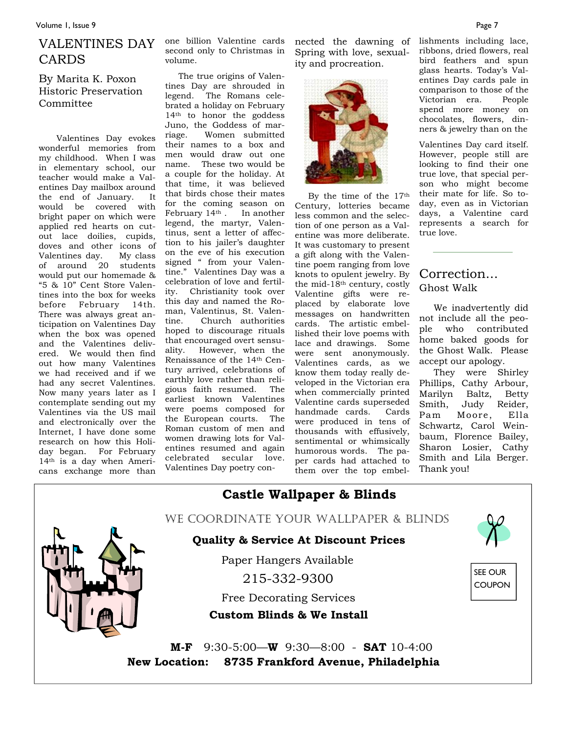# VALENTINES DAY CARDS

By Marita K. Poxon
Historic Preservation Committee

Valentines Day evokes wonderful memories from my childhood. When I was in elementary school, our teacher would make a Valentines Day mailbox around the end of January. It would be covered with bright paper on which were applied red hearts on cut-out lace doilies, cupids, doves and other icons of Valentines day. My class of around 20 students would put our homemade & "5 & 10" Cent Store Valentines into the box for weeks before February 14th. There was always great anticipation on Valentines Day when the box was opened and the Valentines delivered. We would then find out how many Valentines we had received and if we had any secret Valentines. Now many years later as I contemplate sending out my Valentines via the US mail and electronically over the Internet, I have done some research on how this Holiday began. For February 14th is a day when Americans exchange more than one billion Valentine cards second only to Christmas in volume.

The true origins of Valentines Day are shrouded in legend. The Romans celebrated a holiday on February 14th to honor the goddess Juno, the Goddess of marriage. Women submitted their names to a box and men would draw out one name. These two would be a couple for the holiday. At that time, it was believed that birds chose their mates for the coming season on February 14th. In another legend, the martyr, Valentinus, sent a letter of affection to his jailer's daughter on the eve of his execution signed " from your Valentine." Valentines Day was a celebration of love and fertility. Christianity took over this day and named the Roman, Valentinus, St. Valentine. Church authorities hoped to discourage rituals that encouraged overt sensuality. However, when the Renaissance of the 14th Century arrived, celebrations of earthly love rather than religious faith resumed. The earliest known Valentines were poems composed for the European courts. The Roman custom of men and women drawing lots for Valentines resumed and again celebrated secular love. Valentines Day poetry connected the dawning of Spring with love, sexuality and procreation.

By the time of the 17th Century, lotteries became less common and the selection of one person as a Valentine was more deliberate. It was customary to present a gift along with the Valentine poem ranging from love knots to opulent jewelry. By the mid-18th century, costly Valentine gifts were replaced by elaborate love messages on handwritten cards. The artistic embellished their love poems with lace and drawings. Some were sent anonymously. Valentines cards, as we know them today really developed in the Victorian era when commercially printed Valentine cards superseded handmade cards. Cards were produced in tens of thousands with effusively, sentimental or whimsically humorous words. The paper cards had attached to them over the top embellishments including lace, ribbons, dried flowers, real bird feathers and spun glass hearts. Today's Valentines Day cards pale in comparison to those of the Victorian era. People spend more money on chocolates, flowers, dinners & jewelry than on the Valentines Day card itself. However, people still are looking to find their one true love, that special person who might become their mate for life. So today, even as in Victorian days, a Valentine card represents a search for true love.

---

## Correction...

### Ghost Walk

We inadvertently did not include all the people who contributed home baked goods for the Ghost Walk. Please accept our apology.

They were Shirley Phillips, Cathy Arbour, Marilyn Baltz, Betty Smith, Judy Reider, Pam Moore, Ella Schwartz, Carol Weinbaum, Florence Bailey, Sharon Losier, Cathy Smith and Lila Berger. Thank you!

---

**Castle Wallpaper & Blinds**

WE COORDINATE YOUR WALLPAPER & BLINDS

**Quality & Service At Discount Prices**

Paper Hangers Available

215-332-9300

Free Decorating Services

**Custom Blinds & We Install**

SEE OUR COUPON

**M-F** 9:30-5:00—**W** 9:30—8:00 - **SAT** 10-4:00

**New Location: 8735 Frankford Avenue, Philadelphia**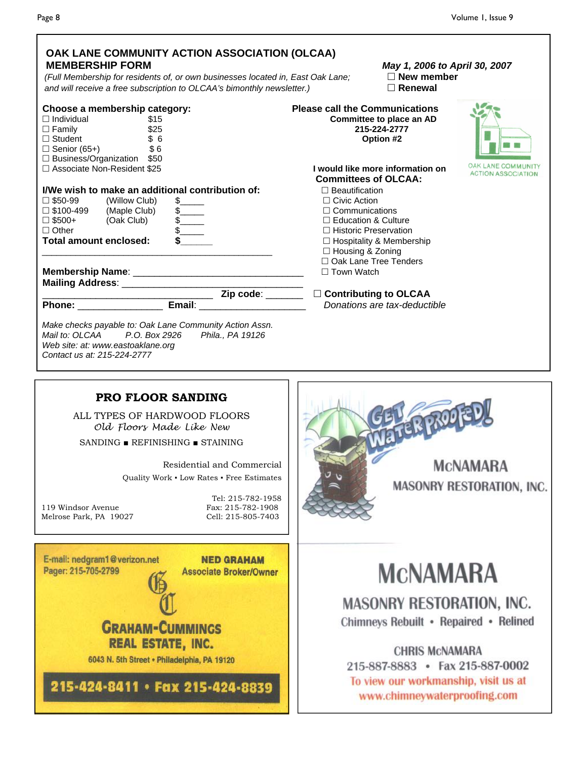## OAK LANE COMMUNITY ACTION ASSOCIATION (OLCAA) MEMBERSHIP FORM

*(Full Membership for residents of, or own businesses located in, East Oak Lane; and will receive a free subscription to OLCAA's bimonthly newsletter.)*

*May 1, 2006 to April 30, 2007*
☐ **New member**
☐ **Renewal**

**Choose a membership category:**

- ☐ Individual $15
- ☐ Family $25
- ☐ Student $ 6
- ☐ Senior (65+) $ 6
- ☐ Business/Organization $50
- ☐ Associate Non-Resident $25

**Please call the Communications Committee to place an AD**
**215-224-2777**
**Option #2**

OAK LANE COMMUNITY ACTION ASSOCIATION

**I/We wish to make an additional contribution of:**

- ☐ $50-99 (Willow Club) $_____
- ☐ $100-499 (Maple Club) $_____
- ☐ $500+ (Oak Club) $_____
- ☐ Other $_____

**Total amount enclosed: $______**

**I would like more information on Committees of OLCAA:**

- ☐ Beautification
- ☐ Civic Action
- ☐ Communications
- ☐ Education & Culture
- ☐ Historic Preservation
- ☐ Hospitality & Membership
- ☐ Housing & Zoning
- ☐ Oak Lane Tree Tenders
- ☐ Town Watch

**Membership Name**: ______________________________
**Mailing Address**: ______________________________
______________________________ **Zip code**: _______
**Phone:** ________________ **Email**: ____________________

☐ **Contributing to OLCAA**
*Donations are tax-deductible*

*Make checks payable to: Oak Lane Community Action Assn.*
*Mail to: OLCAA P.O. Box 2926 Phila., PA 19126*
*Web site: at: www.eastoaklane.org*
*Contact us at: 215-224-2777*

---

### PRO FLOOR SANDING

ALL TYPES OF HARDWOOD FLOORS
*Old Floors Made Like New*

SANDING ■ REFINISHING ■ STAINING

Residential and Commercial
Quality Work ▪ Low Rates ▪ Free Estimates

119 Windsor Avenue
Melrose Park, PA 19027

Tel: 215-782-1958
Fax: 215-782-1908
Cell: 215-805-7403

---

GET WATERPROOFED!

MCNAMARA
MASONRY RESTORATION, INC.

---

E-mail: nedgram1@verizon.net
Pager: 215-705-2799

**NED GRAHAM**
Associate Broker/Owner

**GRAHAM-CUMMINGS REAL ESTATE, INC.**
6043 N. 5th Street • Philadelphia, PA 19120

**215-424-8411 • Fax 215-424-8839**

---

## MCNAMARA

### MASONRY RESTORATION, INC.

Chimneys Rebuilt • Repaired • Relined

CHRIS MCNAMARA
215-887-8883 • Fax 215-887-0002
To view our workmanship, visit us at
www.chimneywaterproofing.com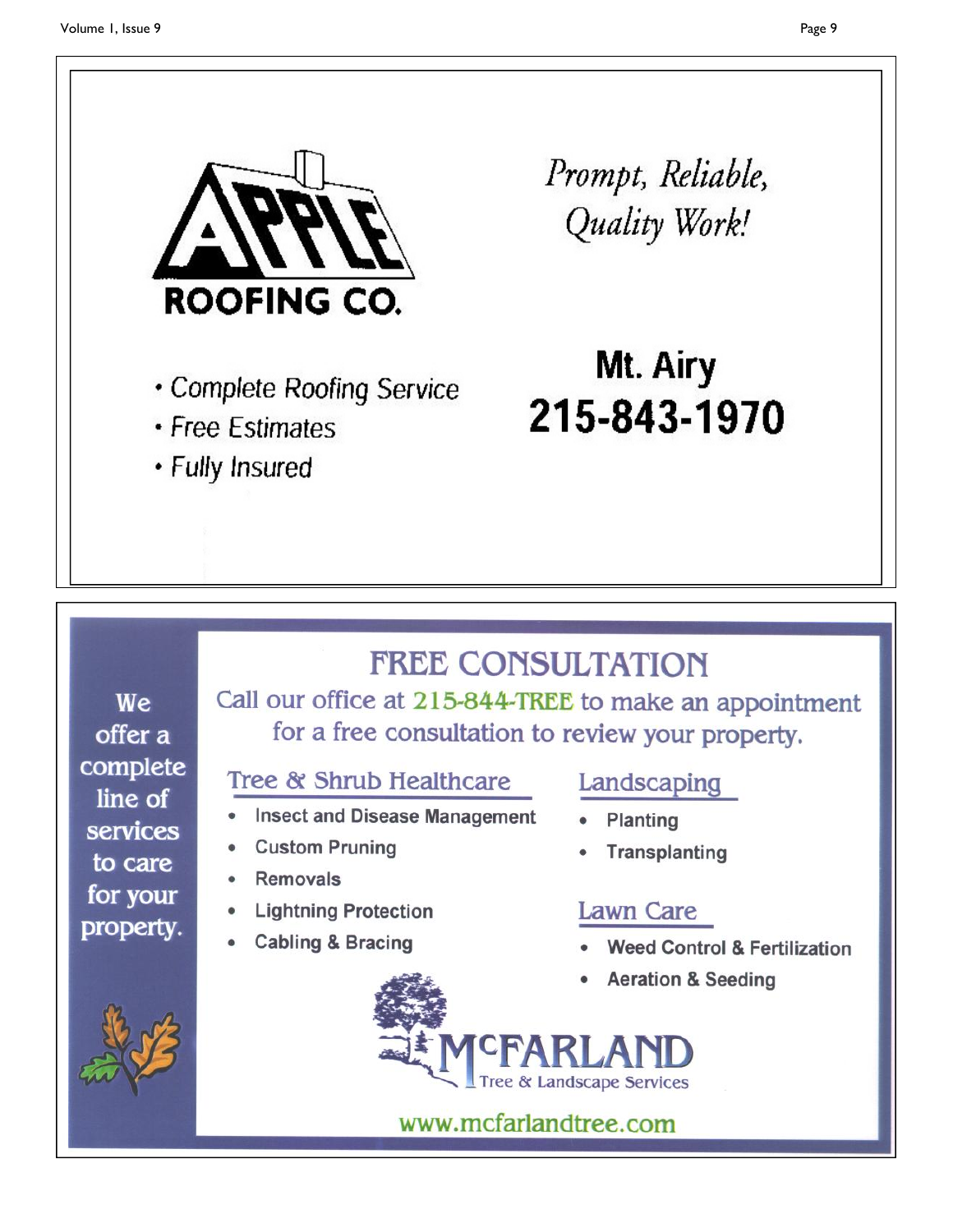**APPLE ROOFING CO.**

*Prompt, Reliable, Quality Work!*

- Complete Roofing Service
- Free Estimates
- Fully Insured

**Mt. Airy**
**215-843-1970**

---

We offer a complete line of services to care for your property.

## FREE CONSULTATION

Call our office at 215-844-TREE to make an appointment for a free consultation to review your property.

### Tree & Shrub Healthcare

- Insect and Disease Management
- Custom Pruning
- Removals
- Lightning Protection
- Cabling & Bracing

### Landscaping

- Planting
- Transplanting

### Lawn Care

- Weed Control & Fertilization
- Aeration & Seeding

**McFARLAND**
Tree & Landscape Services

www.mcfarlandtree.com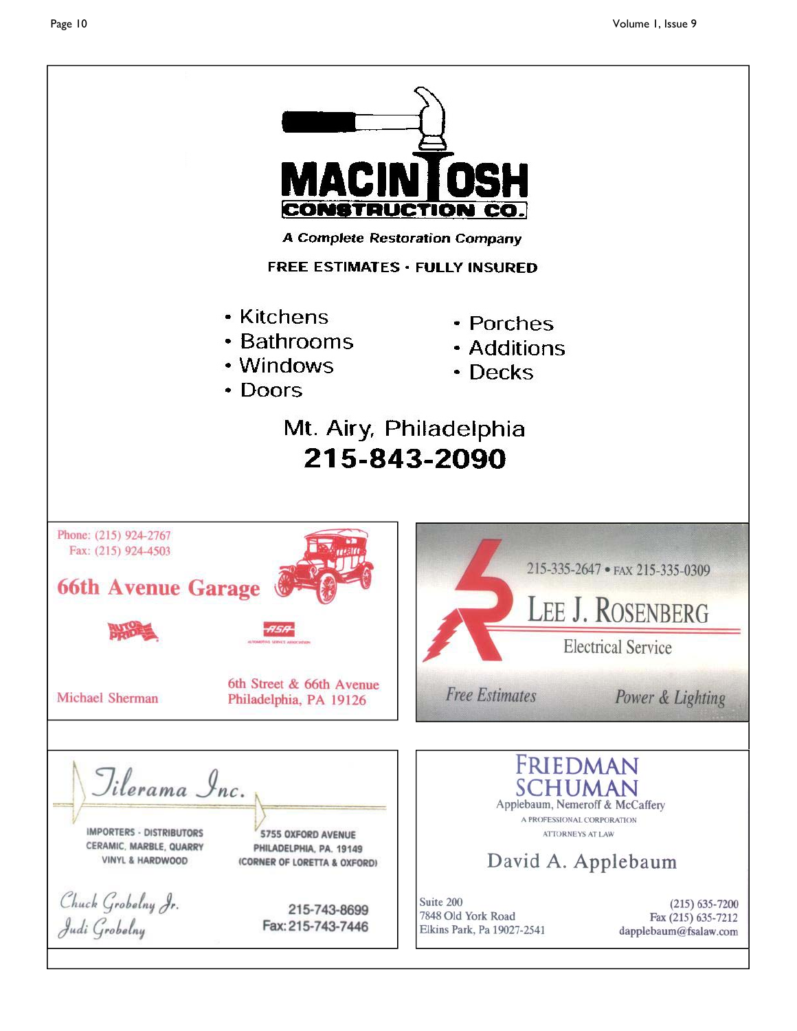# MACINTOSH CONSTRUCTION CO.

*A Complete Restoration Company*

**FREE ESTIMATES · FULLY INSURED**

- Kitchens
- Bathrooms
- Windows
- Doors
- Porches
- Additions
- Decks

Mt. Airy, Philadelphia

**215-843-2090**

---

Phone: (215) 924-2767
Fax: (215) 924-4503

## 66th Avenue Garage

AUTO PRIDE
ASA AUTOMOTIVE SERVICE ASSOCIATION

Michael Sherman

6th Street & 66th Avenue
Philadelphia, PA 19126

---

215-335-2647 • FAX 215-335-0309

## LEE J. ROSENBERG

Electrical Service

*Free Estimates* *Power & Lighting*

---

## Tilerama Inc.

IMPORTERS - DISTRIBUTORS
CERAMIC, MARBLE, QUARRY
VINYL & HARDWOOD

5755 OXFORD AVENUE
PHILADELPHIA, PA. 19149
(CORNER OF LORETTA & OXFORD)

*Chuck Grobelny Jr.*
*Judi Grobelny*

215-743-8699
Fax: 215-743-7446

---

## FRIEDMAN SCHUMAN

Applebaum, Nemeroff & McCaffery
A PROFESSIONAL CORPORATION
ATTORNEYS AT LAW

David A. Applebaum

Suite 200
7848 Old York Road
Elkins Park, Pa 19027-2541

(215) 635-7200
Fax (215) 635-7212
dapplebaum@fsalaw.com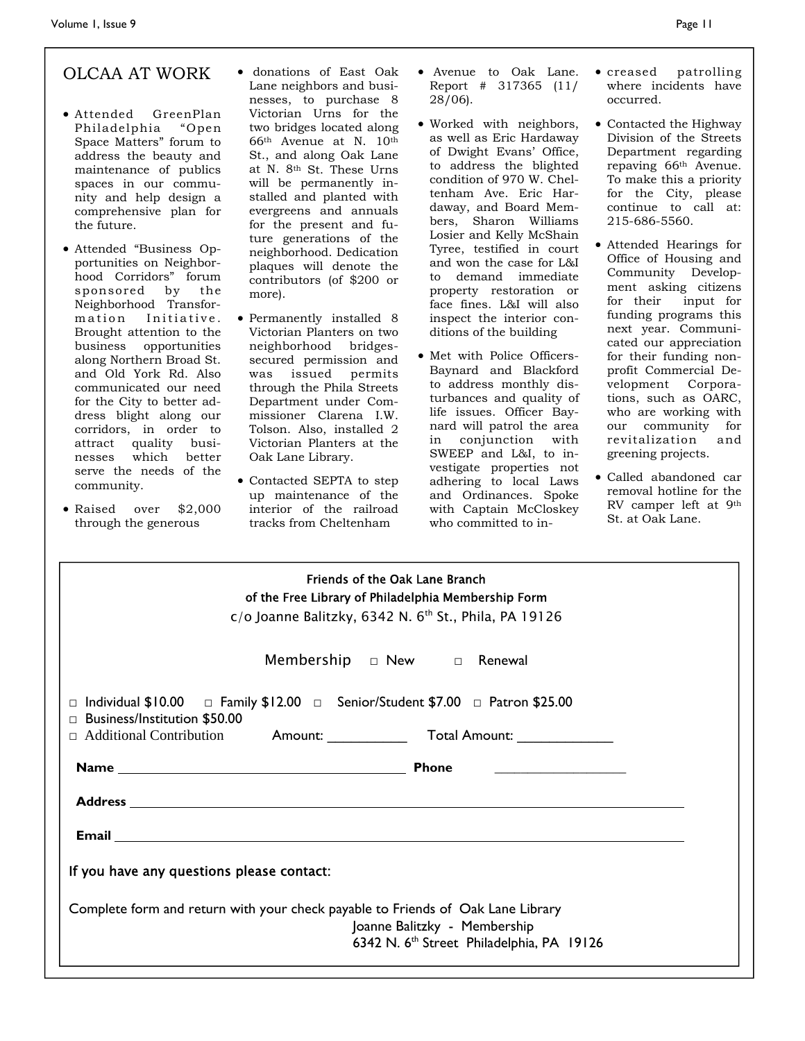## OLCAA AT WORK

- Attended GreenPlan Philadelphia "Open Space Matters" forum to address the beauty and maintenance of publics spaces in our community and help design a comprehensive plan for the future.
- Attended "Business Opportunities on Neighborhood Corridors" forum sponsored by the Neighborhood Transformation Initiative. Brought attention to the business opportunities along Northern Broad St. and Old York Rd. Also communicated our need for the City to better address blight along our corridors, in order to attract quality businesses which better serve the needs of the community.
- Raised over $2,000 through the generous donations of East Oak Lane neighbors and businesses, to purchase 8 Victorian Urns for the two bridges located along 66th Avenue at N. 10th St., and along Oak Lane at N. 8th St. These Urns will be permanently installed and planted with evergreens and annuals for the present and future generations of the neighborhood. Dedication plaques will denote the contributors (of $200 or more).
- Permanently installed 8 Victorian Planters on two neighborhood bridges-secured permission and was issued permits through the Phila Streets Department under Commissioner Clarena I.W. Tolson. Also, installed 2 Victorian Planters at the Oak Lane Library.
- Contacted SEPTA to step up maintenance of the interior of the railroad tracks from Cheltenham Avenue to Oak Lane. Report # 317365 (11/28/06).
- Worked with neighbors, as well as Eric Hardaway of Dwight Evans' Office, to address the blighted condition of 970 W. Cheltenham Ave. Eric Hardaway, and Board Members, Sharon Williams Losier and Kelly McShain Tyree, testified in court and won the case for L&I to demand immediate property restoration or face fines. L&I will also inspect the interior conditions of the building
- Met with Police Officers-Baynard and Blackford to address monthly disturbances and quality of life issues. Officer Baynard will patrol the area in conjunction with SWEEP and L&I, to investigate properties not adhering to local Laws and Ordinances. Spoke with Captain McCloskey who committed to increased patrolling where incidents have occurred.
- Contacted the Highway Division of the Streets Department regarding repaving 66th Avenue. To make this a priority for the City, please continue to call at: 215-686-5560.
- Attended Hearings for Office of Housing and Community Development asking citizens for their input for funding programs this next year. Communicated our appreciation for their funding nonprofit Commercial Development Corporations, such as OARC, who are working with our community for revitalization and greening projects.
- Called abandoned car removal hotline for the RV camper left at 9th St. at Oak Lane.

---

**Friends of the Oak Lane Branch**
**of the Free Library of Philadelphia Membership Form**
c/o Joanne Balitzky, 6342 N. 6th St., Phila, PA 19126

Membership □ New □ Renewal

□ Individual $10.00 □ Family $12.00 □ Senior/Student $7.00 □ Patron $25.00
□ Business/Institution $50.00
□ Additional Contribution Amount: __________ Total Amount: ____________

**Name** ______________________________ **Phone** ________________

**Address** ________________________________________________

**Email** __________________________________________________

If you have any questions please contact:

Complete form and return with your check payable to Friends of Oak Lane Library
Joanne Balitzky - Membership
6342 N. 6th Street Philadelphia, PA 19126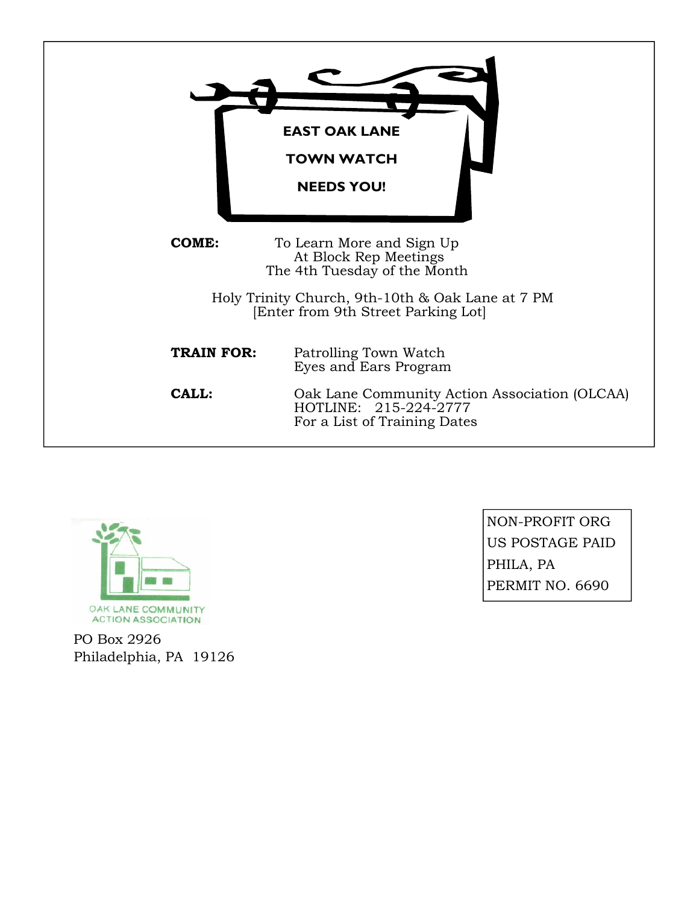# EAST OAK LANE TOWN WATCH NEEDS YOU!

**COME:** To Learn More and Sign Up
At Block Rep Meetings
The 4th Tuesday of the Month

Holy Trinity Church, 9th-10th & Oak Lane at 7 PM
[Enter from 9th Street Parking Lot]

**TRAIN FOR:** Patrolling Town Watch
Eyes and Ears Program

**CALL:** Oak Lane Community Action Association (OLCAA)
HOTLINE: 215-224-2777
For a List of Training Dates

OAK LANE COMMUNITY ACTION ASSOCIATION

PO Box 2926
Philadelphia, PA 19126

NON-PROFIT ORG
US POSTAGE PAID
PHILA, PA
PERMIT NO. 6690